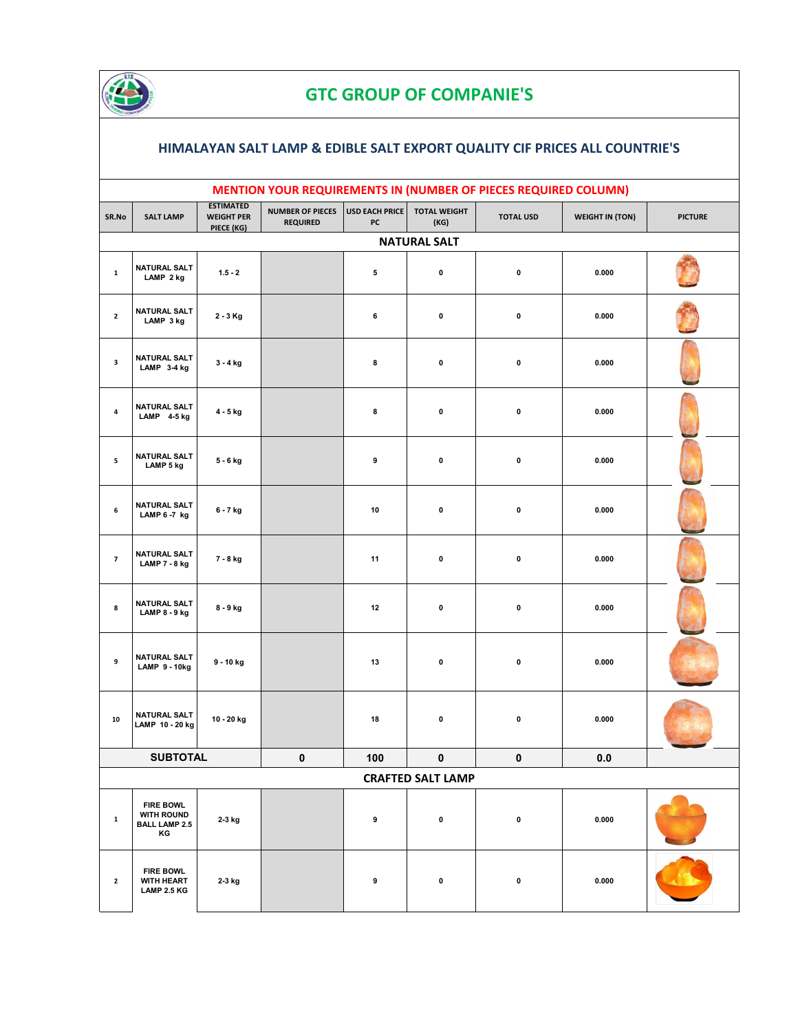# GTC GROUP OF COMPANIE'S

## HIMALAYAN SALT LAMP & EDIBLE SALT EXPORT QUALITY CIF PRICES ALL COUNTRIE'S

**MENTION YOUR REQUIREMENTS IN (NUMBER OF PIECES REQUIRED COLUMN)**

| SR.No | SALT LAMP | ESTIMATED WEIGHT PER PIECE (KG) | NUMBER OF PIECES REQUIRED | USD EACH PRICE PC | TOTAL WEIGHT (KG) | TOTAL USD | WEIGHT IN (TON) | PICTURE |
|---|---|---|---|---|---|---|---|---|
| **NATURAL SALT** | | | | | | | | |
| 1 | NATURAL SALT LAMP 2 kg | 1.5 - 2 | | 5 | 0 | 0 | 0.000 | |
| 2 | NATURAL SALT LAMP 3 kg | 2 - 3 Kg | | 6 | 0 | 0 | 0.000 | |
| 3 | NATURAL SALT LAMP 3-4 kg | 3 - 4 kg | | 8 | 0 | 0 | 0.000 | |
| 4 | NATURAL SALT LAMP 4-5 kg | 4 - 5 kg | | 8 | 0 | 0 | 0.000 | |
| 5 | NATURAL SALT LAMP 5 kg | 5 - 6 kg | | 9 | 0 | 0 | 0.000 | |
| 6 | NATURAL SALT LAMP 6 -7 kg | 6 - 7 kg | | 10 | 0 | 0 | 0.000 | |
| 7 | NATURAL SALT LAMP 7 - 8 kg | 7 - 8 kg | | 11 | 0 | 0 | 0.000 | |
| 8 | NATURAL SALT LAMP 8 - 9 kg | 8 - 9 kg | | 12 | 0 | 0 | 0.000 | |
| 9 | NATURAL SALT LAMP 9 - 10kg | 9 - 10 kg | | 13 | 0 | 0 | 0.000 | |
| 10 | NATURAL SALT LAMP 10 - 20 kg | 10 - 20 kg | | 18 | 0 | 0 | 0.000 | |
| **SUBTOTAL** | | | 0 | 100 | 0 | 0 | 0.0 | |
| **CRAFTED SALT LAMP** | | | | | | | | |
| 1 | FIRE BOWL WITH ROUND BALL LAMP 2.5 KG | 2-3 kg | | 9 | 0 | 0 | 0.000 | |
| 2 | FIRE BOWL WITH HEART LAMP 2.5 KG | 2-3 kg | | 9 | 0 | 0 | 0.000 | |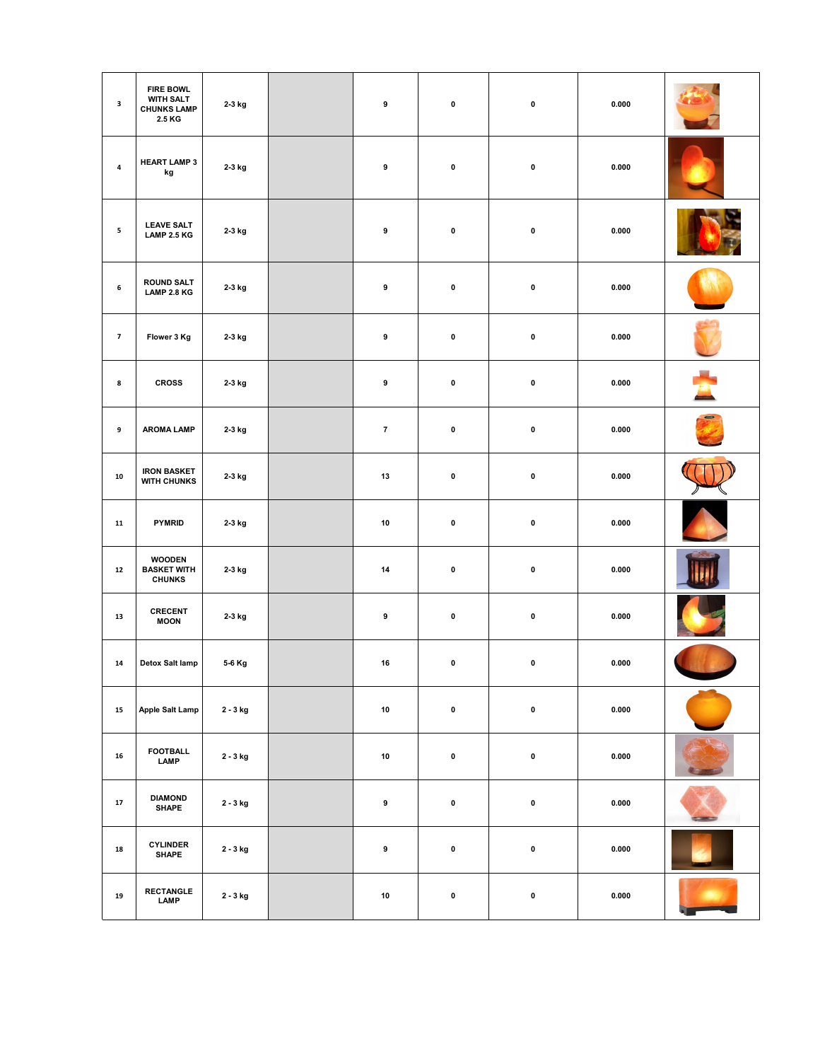| | | | | | | | | |
|---|---|---|---|---|---|---|---|---|
| 3 | FIRE BOWL WITH SALT CHUNKS LAMP 2.5 KG | 2-3 kg | | 9 | 0 | 0 | 0.000 | |
| 4 | HEART LAMP 3 kg | 2-3 kg | | 9 | 0 | 0 | 0.000 | |
| 5 | LEAVE SALT LAMP 2.5 KG | 2-3 kg | | 9 | 0 | 0 | 0.000 | |
| 6 | ROUND SALT LAMP 2.8 KG | 2-3 kg | | 9 | 0 | 0 | 0.000 | |
| 7 | Flower 3 Kg | 2-3 kg | | 9 | 0 | 0 | 0.000 | |
| 8 | CROSS | 2-3 kg | | 9 | 0 | 0 | 0.000 | |
| 9 | AROMA LAMP | 2-3 kg | | 7 | 0 | 0 | 0.000 | |
| 10 | IRON BASKET WITH CHUNKS | 2-3 kg | | 13 | 0 | 0 | 0.000 | |
| 11 | PYMRID | 2-3 kg | | 10 | 0 | 0 | 0.000 | |
| 12 | WOODEN BASKET WITH CHUNKS | 2-3 kg | | 14 | 0 | 0 | 0.000 | |
| 13 | CRECENT MOON | 2-3 kg | | 9 | 0 | 0 | 0.000 | |
| 14 | Detox Salt lamp | 5-6 Kg | | 16 | 0 | 0 | 0.000 | |
| 15 | Apple Salt Lamp | 2 - 3 kg | | 10 | 0 | 0 | 0.000 | |
| 16 | FOOTBALL LAMP | 2 - 3 kg | | 10 | 0 | 0 | 0.000 | |
| 17 | DIAMOND SHAPE | 2 - 3 kg | | 9 | 0 | 0 | 0.000 | |
| 18 | CYLINDER SHAPE | 2 - 3 kg | | 9 | 0 | 0 | 0.000 | |
| 19 | RECTANGLE LAMP | 2 - 3 kg | | 10 | 0 | 0 | 0.000 | |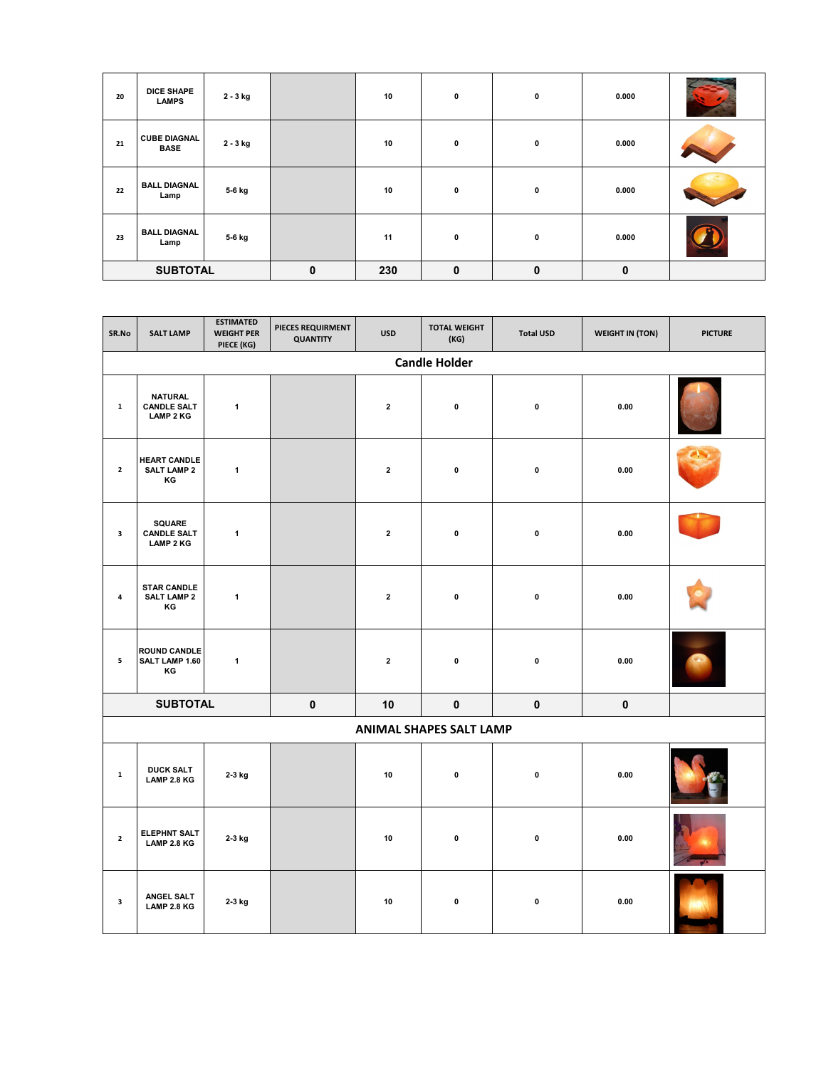| | | | | | | | | |
|---|---|---|---|---|---|---|---|---|
| 20 | DICE SHAPE LAMPS | 2 - 3 kg | | 10 | 0 | 0 | 0.000 | |
| 21 | CUBE DIAGNAL BASE | 2 - 3 kg | | 10 | 0 | 0 | 0.000 | |
| 22 | BALL DIAGNAL Lamp | 5-6 kg | | 10 | 0 | 0 | 0.000 | |
| 23 | BALL DIAGNAL Lamp | 5-6 kg | | 11 | 0 | 0 | 0.000 | |
| **SUBTOTAL** | | | **0** | **230** | **0** | **0** | **0** | |

| SR.No | SALT LAMP | ESTIMATED WEIGHT PER PIECE (KG) | PIECES REQUIRMENT QUANTITY | USD | TOTAL WEIGHT (KG) | Total USD | WEIGHT IN (TON) | PICTURE |
|---|---|---|---|---|---|---|---|---|
| **Candle Holder** | | | | | | | | |
| 1 | NATURAL CANDLE SALT LAMP 2 KG | 1 | | 2 | 0 | 0 | 0.00 | |
| 2 | HEART CANDLE SALT LAMP 2 KG | 1 | | 2 | 0 | 0 | 0.00 | |
| 3 | SQUARE CANDLE SALT LAMP 2 KG | 1 | | 2 | 0 | 0 | 0.00 | |
| 4 | STAR CANDLE SALT LAMP 2 KG | 1 | | 2 | 0 | 0 | 0.00 | |
| 5 | ROUND CANDLE SALT LAMP 1.60 KG | 1 | | 2 | 0 | 0 | 0.00 | |
| **SUBTOTAL** | | | **0** | **10** | **0** | **0** | **0** | |
| **ANIMAL SHAPES SALT LAMP** | | | | | | | | |
| 1 | DUCK SALT LAMP 2.8 KG | 2-3 kg | | 10 | 0 | 0 | 0.00 | |
| 2 | ELEPHNT SALT LAMP 2.8 KG | 2-3 kg | | 10 | 0 | 0 | 0.00 | |
| 3 | ANGEL SALT LAMP 2.8 KG | 2-3 kg | | 10 | 0 | 0 | 0.00 | |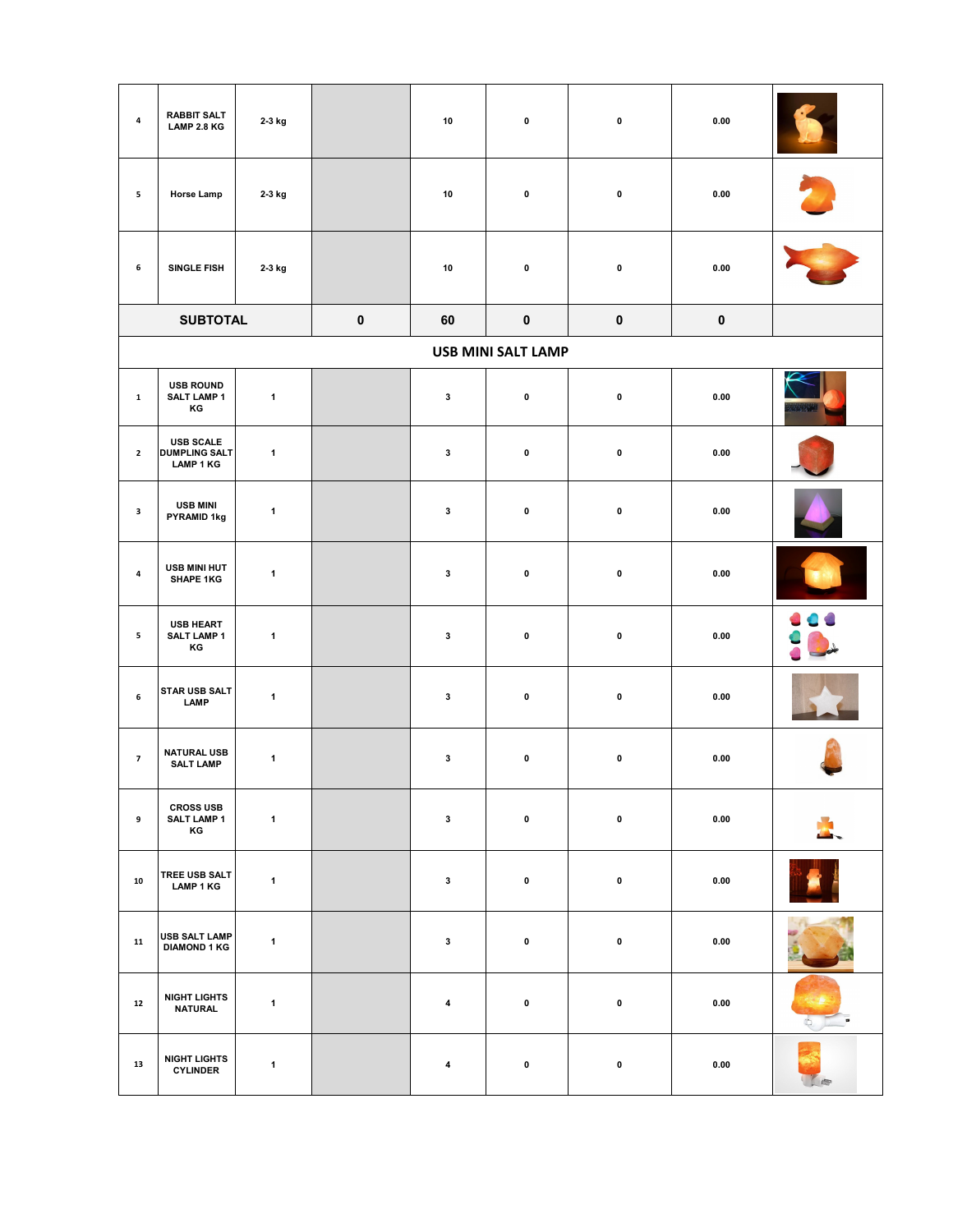| | | | | | | | | |
|---|---|---|---|---|---|---|---|---|
| 4 | RABBIT SALT LAMP 2.8 KG | 2-3 kg | | 10 | 0 | 0 | 0.00 | |
| 5 | Horse Lamp | 2-3 kg | | 10 | 0 | 0 | 0.00 | |
| 6 | SINGLE FISH | 2-3 kg | | 10 | 0 | 0 | 0.00 | |
| **SUBTOTAL** | | | **0** | **60** | **0** | **0** | **0** | |
| **USB MINI SALT LAMP** | | | | | | | | |
| 1 | USB ROUND SALT LAMP 1 KG | 1 | | 3 | 0 | 0 | 0.00 | |
| 2 | USB SCALE DUMPLING SALT LAMP 1 KG | 1 | | 3 | 0 | 0 | 0.00 | |
| 3 | USB MINI PYRAMID 1kg | 1 | | 3 | 0 | 0 | 0.00 | |
| 4 | USB MINI HUT SHAPE 1KG | 1 | | 3 | 0 | 0 | 0.00 | |
| 5 | USB HEART SALT LAMP 1 KG | 1 | | 3 | 0 | 0 | 0.00 | |
| 6 | STAR USB SALT LAMP | 1 | | 3 | 0 | 0 | 0.00 | |
| 7 | NATURAL USB SALT LAMP | 1 | | 3 | 0 | 0 | 0.00 | |
| 9 | CROSS USB SALT LAMP 1 KG | 1 | | 3 | 0 | 0 | 0.00 | |
| 10 | TREE USB SALT LAMP 1 KG | 1 | | 3 | 0 | 0 | 0.00 | |
| 11 | USB SALT LAMP DIAMOND 1 KG | 1 | | 3 | 0 | 0 | 0.00 | |
| 12 | NIGHT LIGHTS NATURAL | 1 | | 4 | 0 | 0 | 0.00 | |
| 13 | NIGHT LIGHTS CYLINDER | 1 | | 4 | 0 | 0 | 0.00 | |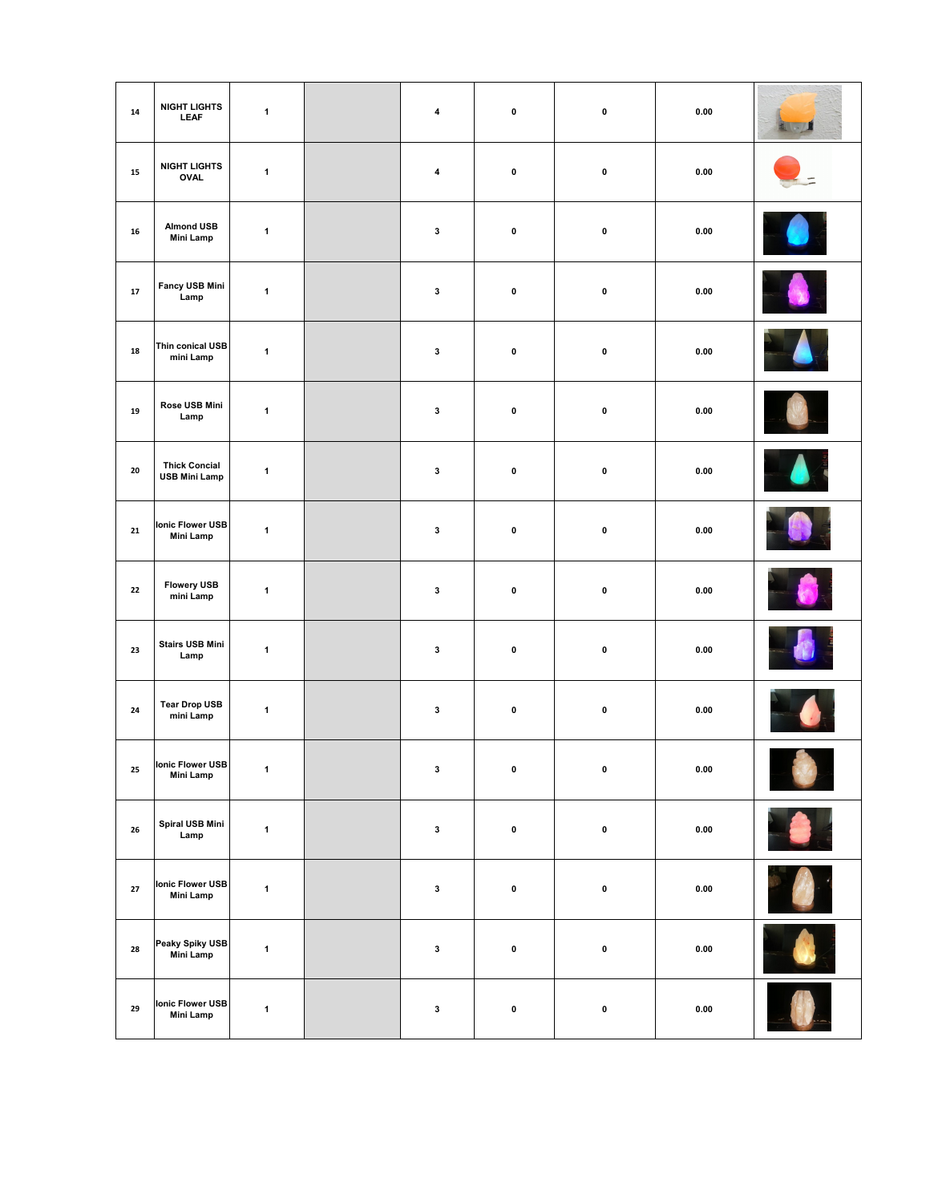| | | | | | | | | |
|---|---|---|---|---|---|---|---|---|
| 14 | NIGHT LIGHTS LEAF | 1 | | 4 | 0 | 0 | 0.00 | |
| 15 | NIGHT LIGHTS OVAL | 1 | | 4 | 0 | 0 | 0.00 | |
| 16 | Almond USB Mini Lamp | 1 | | 3 | 0 | 0 | 0.00 | |
| 17 | Fancy USB Mini Lamp | 1 | | 3 | 0 | 0 | 0.00 | |
| 18 | Thin conical USB mini Lamp | 1 | | 3 | 0 | 0 | 0.00 | |
| 19 | Rose USB Mini Lamp | 1 | | 3 | 0 | 0 | 0.00 | |
| 20 | Thick Concial USB Mini Lamp | 1 | | 3 | 0 | 0 | 0.00 | |
| 21 | Ionic Flower USB Mini Lamp | 1 | | 3 | 0 | 0 | 0.00 | |
| 22 | Flowery USB mini Lamp | 1 | | 3 | 0 | 0 | 0.00 | |
| 23 | Stairs USB Mini Lamp | 1 | | 3 | 0 | 0 | 0.00 | |
| 24 | Tear Drop USB mini Lamp | 1 | | 3 | 0 | 0 | 0.00 | |
| 25 | Ionic Flower USB Mini Lamp | 1 | | 3 | 0 | 0 | 0.00 | |
| 26 | Spiral USB Mini Lamp | 1 | | 3 | 0 | 0 | 0.00 | |
| 27 | Ionic Flower USB Mini Lamp | 1 | | 3 | 0 | 0 | 0.00 | |
| 28 | Peaky Spiky USB Mini Lamp | 1 | | 3 | 0 | 0 | 0.00 | |
| 29 | Ionic Flower USB Mini Lamp | 1 | | 3 | 0 | 0 | 0.00 | |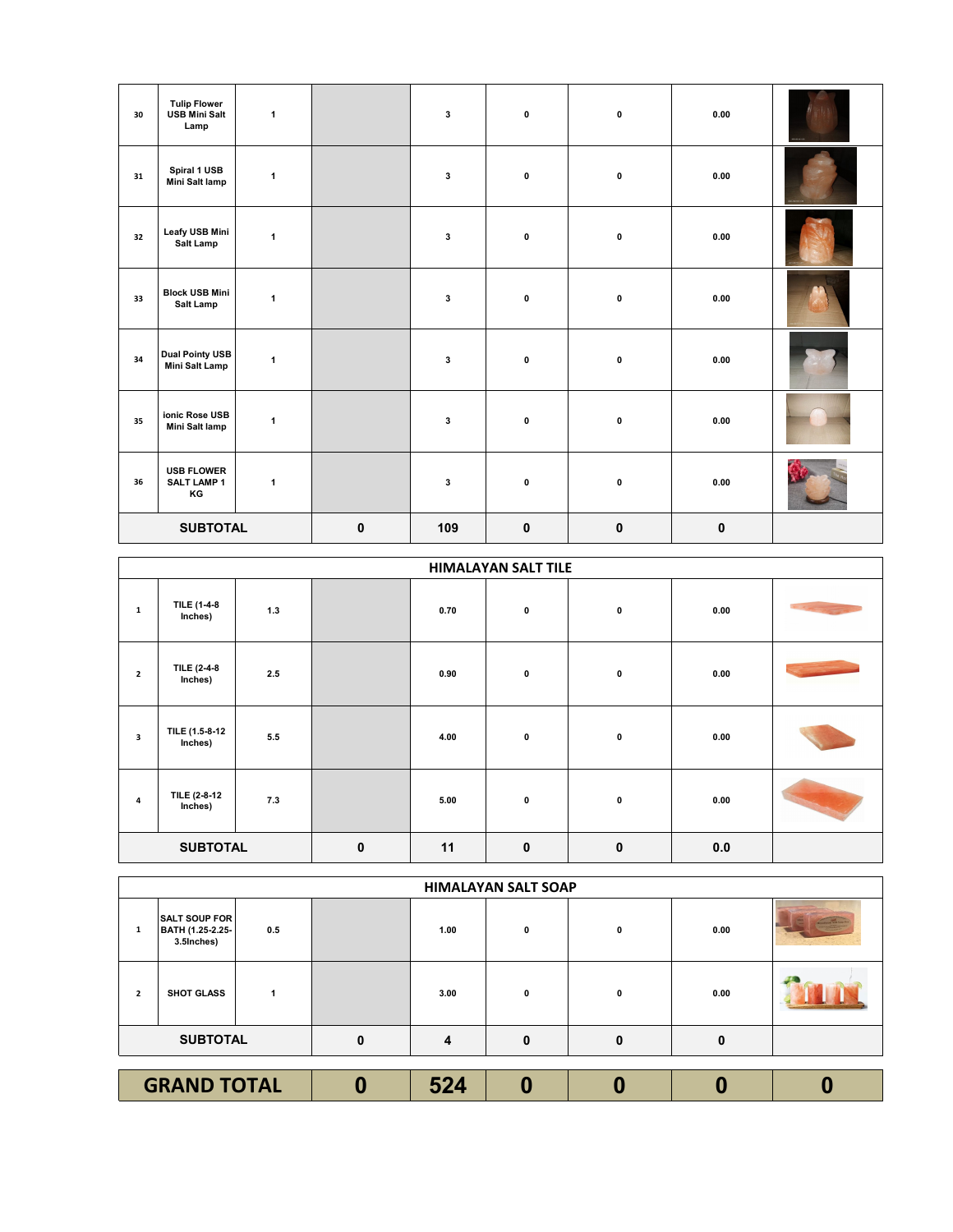| | | | | | | | | |
|---|---|---|---|---|---|---|---|---|
| 30 | Tulip Flower USB Mini Salt Lamp | 1 | | 3 | 0 | 0 | 0.00 | |
| 31 | Spiral 1 USB Mini Salt lamp | 1 | | 3 | 0 | 0 | 0.00 | |
| 32 | Leafy USB Mini Salt Lamp | 1 | | 3 | 0 | 0 | 0.00 | |
| 33 | Block USB Mini Salt Lamp | 1 | | 3 | 0 | 0 | 0.00 | |
| 34 | Dual Pointy USB Mini Salt Lamp | 1 | | 3 | 0 | 0 | 0.00 | |
| 35 | ionic Rose USB Mini Salt lamp | 1 | | 3 | 0 | 0 | 0.00 | |
| 36 | USB FLOWER SALT LAMP 1 KG | 1 | | 3 | 0 | 0 | 0.00 | |
| **SUBTOTAL** | | | **0** | **109** | **0** | **0** | **0** | |

## HIMALAYAN SALT TILE

| | | | | | | | | |
|---|---|---|---|---|---|---|---|---|
| 1 | TILE (1-4-8 Inches) | 1.3 | | 0.70 | 0 | 0 | 0.00 | |
| 2 | TILE (2-4-8 Inches) | 2.5 | | 0.90 | 0 | 0 | 0.00 | |
| 3 | TILE (1.5-8-12 Inches) | 5.5 | | 4.00 | 0 | 0 | 0.00 | |
| 4 | TILE (2-8-12 Inches) | 7.3 | | 5.00 | 0 | 0 | 0.00 | |
| **SUBTOTAL** | | | **0** | **11** | **0** | **0** | **0.0** | |

## HIMALAYAN SALT SOAP

| | | | | | | | | |
|---|---|---|---|---|---|---|---|---|
| 1 | SALT SOUP FOR BATH (1.25-2.25-3.5Inches) | 0.5 | | 1.00 | 0 | 0 | 0.00 | |
| 2 | SHOT GLASS | 1 | | 3.00 | 0 | 0 | 0.00 | |
| **SUBTOTAL** | | | **0** | **4** | **0** | **0** | **0** | |

| | | | | | | |
|---|---|---|---|---|---|---|
| **GRAND TOTAL** | **0** | **524** | **0** | **0** | **0** | **0** |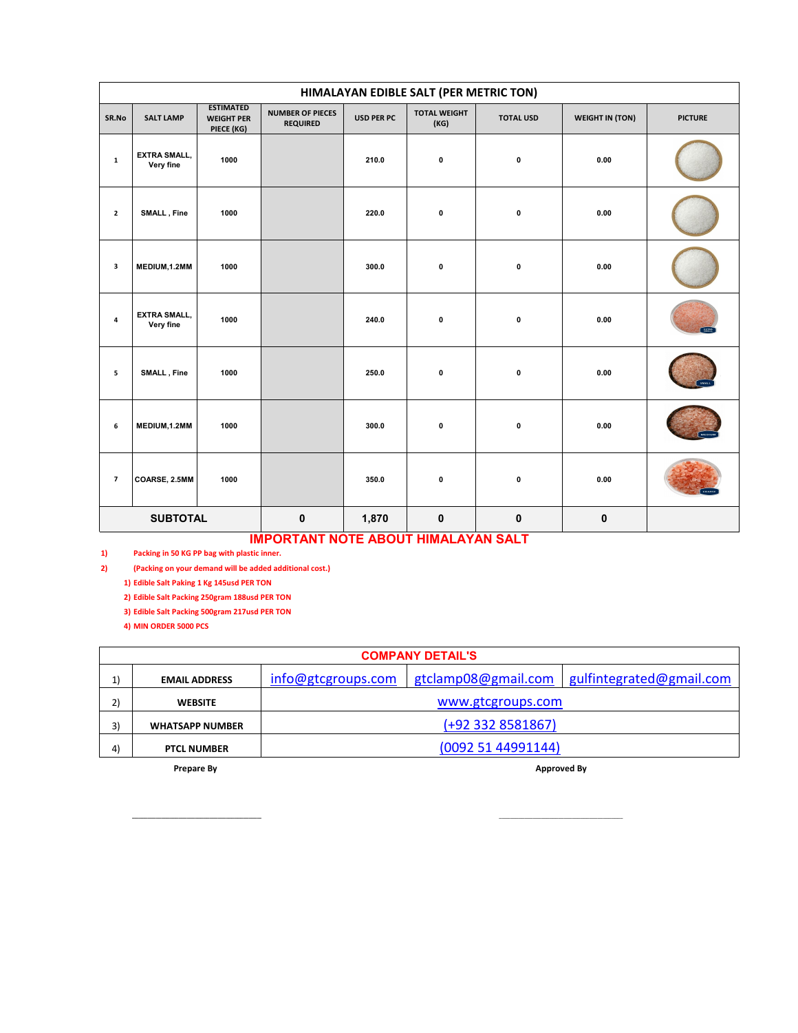| HIMALAYAN EDIBLE SALT (PER METRIC TON) | | | | | | | | |
|---|---|---|---|---|---|---|---|---|
| SR.No | SALT LAMP | ESTIMATED WEIGHT PER PIECE (KG) | NUMBER OF PIECES REQUIRED | USD PER PC | TOTAL WEIGHT (KG) | TOTAL USD | WEIGHT IN (TON) | PICTURE |
| 1 | EXTRA SMALL, Very fine | 1000 | | 210.0 | 0 | 0 | 0.00 | |
| 2 | SMALL , Fine | 1000 | | 220.0 | 0 | 0 | 0.00 | |
| 3 | MEDIUM,1.2MM | 1000 | | 300.0 | 0 | 0 | 0.00 | |
| 4 | EXTRA SMALL, Very fine | 1000 | | 240.0 | 0 | 0 | 0.00 | |
| 5 | SMALL , Fine | 1000 | | 250.0 | 0 | 0 | 0.00 | |
| 6 | MEDIUM,1.2MM | 1000 | | 300.0 | 0 | 0 | 0.00 | |
| 7 | COARSE, 2.5MM | 1000 | | 350.0 | 0 | 0 | 0.00 | |
| **SUBTOTAL** | | | **0** | **1,870** | **0** | **0** | **0** | |

## IMPORTANT NOTE ABOUT HIMALAYAN SALT

1) Packing in 50 KG PP bag with plastic inner.
2) (Packing on your demand will be added additional cost.)
   1) Edible Salt Paking 1 Kg 145usd PER TON
   2) Edible Salt Packing 250gram 188usd PER TON
   3) Edible Salt Packing 500gram 217usd PER TON
   4) MIN ORDER 5000 PCS

| COMPANY DETAIL'S | | | | |
|---|---|---|---|---|
| 1) | EMAIL ADDRESS | info@gtcgroups.com | gtclamp08@gmail.com | gulfintegrated@gmail.com |
| 2) | WEBSITE | www.gtcgroups.com | | |
| 3) | WHATSAPP NUMBER | (+92 332 8581867) | | |
| 4) | PTCL NUMBER | (0092 51 44991144) | | |

Prepare By

Approved By